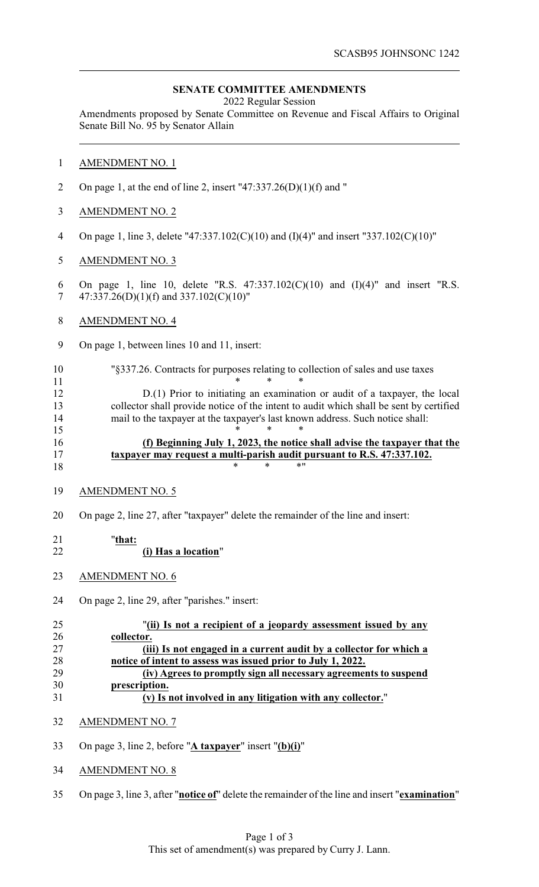SCASB95 JOHNSONC 1242

**SENATE COMMITTEE AMENDMENTS**

2022 Regular Session

Amendments proposed by Senate Committee on Revenue and Fiscal Affairs to Original Senate Bill No. 95 by Senator Allain

AMENDMENT NO. 1

On page 1, at the end of line 2, insert "47:337.26(D)(1)(f) and "

AMENDMENT NO. 2

On page 1, line 3, delete "47:337.102(C)(10) and (I)(4)" and insert "337.102(C)(10)"

AMENDMENT NO. 3

On page 1, line 10, delete "R.S. 47:337.102(C)(10) and (I)(4)" and insert "R.S. 47:337.26(D)(1)(f) and 337.102(C)(10)"

AMENDMENT NO. 4

On page 1, between lines 10 and 11, insert:

"§337.26. Contracts for purposes relating to collection of sales and use taxes

\* \* \*

D.(1) Prior to initiating an examination or audit of a taxpayer, the local collector shall provide notice of the intent to audit which shall be sent by certified mail to the taxpayer at the taxpayer's last known address. Such notice shall:

\* \* \*

<u>**(f) Beginning July 1, 2023, the notice shall advise the taxpayer that the taxpayer may request a multi-parish audit pursuant to R.S. 47:337.102.**</u>

\* \* \*"

AMENDMENT NO. 5

On page 2, line 27, after "taxpayer" delete the remainder of the line and insert:

"<u>**that:**</u>

<u>**(i) Has a location**</u>"

AMENDMENT NO. 6

On page 2, line 29, after "parishes." insert:

"<u>**(ii) Is not a recipient of a jeopardy assessment issued by any collector.**</u>

<u>**(iii) Is not engaged in a current audit by a collector for which a notice of intent to assess was issued prior to July 1, 2022.**</u>

<u>**(iv) Agrees to promptly sign all necessary agreements to suspend prescription.**</u>

<u>**(v) Is not involved in any litigation with any collector.**</u>"

AMENDMENT NO. 7

On page 3, line 2, before "<u>**A taxpayer**</u>" insert "<u>**(b)(i)**</u>"

AMENDMENT NO. 8

On page 3, line 3, after "<u>**notice of**</u>" delete the remainder of the line and insert "<u>**examination**</u>"

This set of amendment(s) was prepared by Curry J. Lann.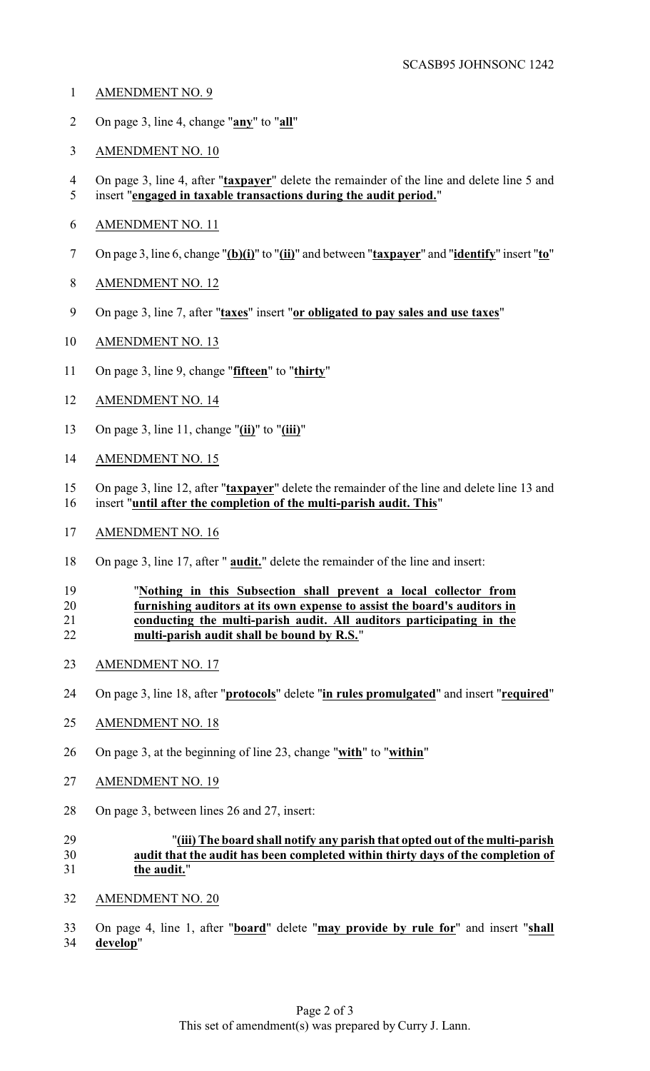AMENDMENT NO. 9

On page 3, line 4, change "**any**" to "**all**"

AMENDMENT NO. 10

On page 3, line 4, after "**taxpayer**" delete the remainder of the line and delete line 5 and insert "**engaged in taxable transactions during the audit period.**"

AMENDMENT NO. 11

On page 3, line 6, change "**(b)(i)**" to "**(ii)**" and between "**taxpayer**" and "**identify**" insert "**to**"

AMENDMENT NO. 12

On page 3, line 7, after "**taxes**" insert "**or obligated to pay sales and use taxes**"

AMENDMENT NO. 13

On page 3, line 9, change "**fifteen**" to "**thirty**"

AMENDMENT NO. 14

On page 3, line 11, change "**(ii)**" to "**(iii)**"

AMENDMENT NO. 15

On page 3, line 12, after "**taxpayer**" delete the remainder of the line and delete line 13 and insert "**until after the completion of the multi-parish audit. This**"

AMENDMENT NO. 16

On page 3, line 17, after " **audit.**" delete the remainder of the line and insert:

"**Nothing in this Subsection shall prevent a local collector from furnishing auditors at its own expense to assist the board's auditors in conducting the multi-parish audit. All auditors participating in the multi-parish audit shall be bound by R.S.**"

AMENDMENT NO. 17

On page 3, line 18, after "**protocols**" delete "**in rules promulgated**" and insert "**required**"

AMENDMENT NO. 18

On page 3, at the beginning of line 23, change "**with**" to "**within**"

AMENDMENT NO. 19

On page 3, between lines 26 and 27, insert:

"**(iii) The board shall notify any parish that opted out of the multi-parish audit that the audit has been completed within thirty days of the completion of the audit.**"

AMENDMENT NO. 20

On page 4, line 1, after "**board**" delete "**may provide by rule for**" and insert "**shall develop**"

This set of amendment(s) was prepared by Curry J. Lann.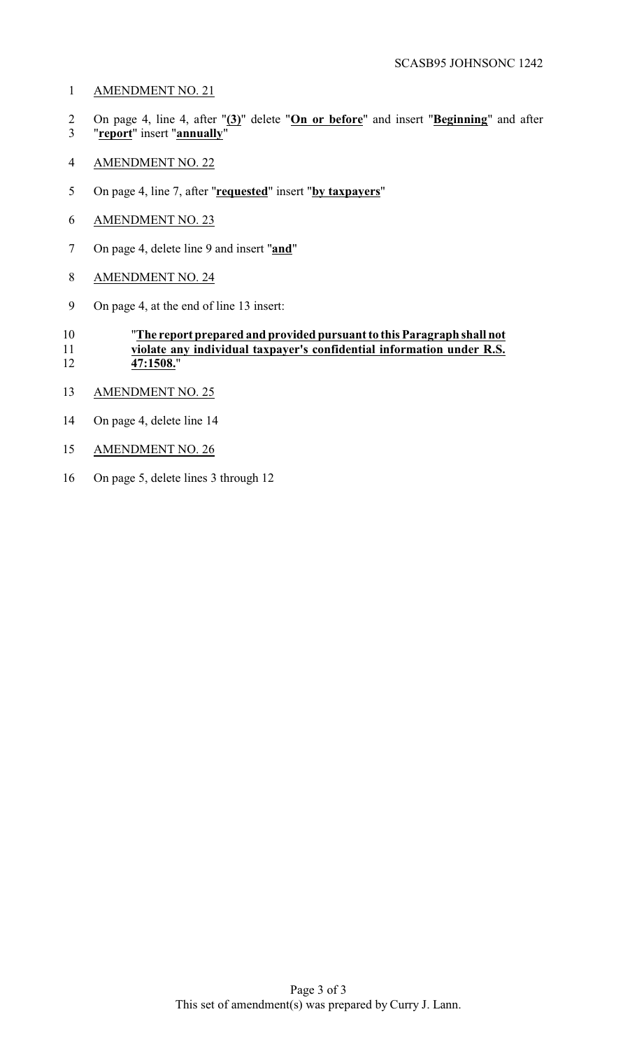AMENDMENT NO. 21

On page 4, line 4, after "**(3)**" delete "**On or before**" and insert "**Beginning**" and after "**report**" insert "**annually**"

AMENDMENT NO. 22

On page 4, line 7, after "**requested**" insert "**by taxpayers**"

AMENDMENT NO. 23

On page 4, delete line 9 and insert "**and**"

AMENDMENT NO. 24

On page 4, at the end of line 13 insert:

"**The report prepared and provided pursuant to this Paragraph shall not violate any individual taxpayer's confidential information under R.S. 47:1508.**"

AMENDMENT NO. 25

On page 4, delete line 14

AMENDMENT NO. 26

On page 5, delete lines 3 through 12

This set of amendment(s) was prepared by Curry J. Lann.